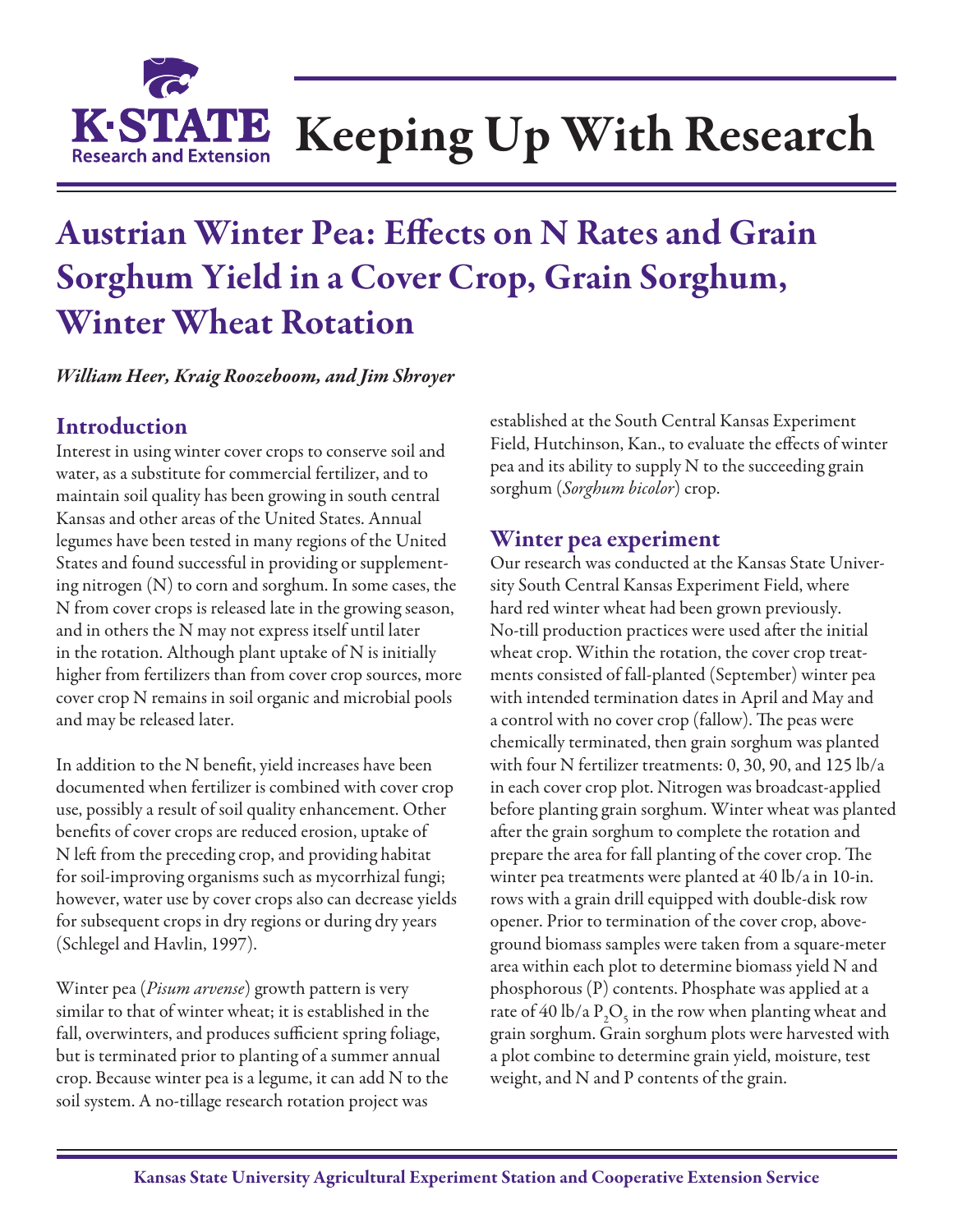# Keeping Up With Research

## Austrian Winter Pea: Effects on N Rates and Grain Sorghum Yield in a Cover Crop, Grain Sorghum, Winter Wheat Rotation

*William Heer, Kraig Roozeboom, and Jim Shroyer*

### Introduction

Interest in using winter cover crops to conserve soil and water, as a substitute for commercial fertilizer, and to maintain soil quality has been growing in south central Kansas and other areas of the United States. Annual legumes have been tested in many regions of the United States and found successful in providing or supplementing nitrogen (N) to corn and sorghum. In some cases, the N from cover crops is released late in the growing season, and in others the N may not express itself until later in the rotation. Although plant uptake of N is initially higher from fertilizers than from cover crop sources, more cover crop N remains in soil organic and microbial pools and may be released later.

In addition to the N benefit, yield increases have been documented when fertilizer is combined with cover crop use, possibly a result of soil quality enhancement. Other benefits of cover crops are reduced erosion, uptake of N left from the preceding crop, and providing habitat for soil-improving organisms such as mycorrhizal fungi; however, water use by cover crops also can decrease yields for subsequent crops in dry regions or during dry years (Schlegel and Havlin, 1997).

Winter pea (*Pisum arvense*) growth pattern is very similar to that of winter wheat; it is established in the fall, overwinters, and produces sufficient spring foliage, but is terminated prior to planting of a summer annual crop. Because winter pea is a legume, it can add N to the soil system. A no-tillage research rotation project was established at the South Central Kansas Experiment Field, Hutchinson, Kan., to evaluate the effects of winter pea and its ability to supply N to the succeeding grain sorghum (*Sorghum bicolor*) crop.

### Winter pea experiment

Our research was conducted at the Kansas State University South Central Kansas Experiment Field, where hard red winter wheat had been grown previously. No-till production practices were used after the initial wheat crop. Within the rotation, the cover crop treatments consisted of fall-planted (September) winter pea with intended termination dates in April and May and a control with no cover crop (fallow). The peas were chemically terminated, then grain sorghum was planted with four N fertilizer treatments: 0, 30, 90, and 125 lb/a in each cover crop plot. Nitrogen was broadcast-applied before planting grain sorghum. Winter wheat was planted after the grain sorghum to complete the rotation and prepare the area for fall planting of the cover crop. The winter pea treatments were planted at 40 lb/a in 10-in. rows with a grain drill equipped with double-disk row opener. Prior to termination of the cover crop, aboveground biomass samples were taken from a square-meter area within each plot to determine biomass yield N and phosphorous (P) contents. Phosphate was applied at a rate of 40 lb/a $P_2O_5$ in the row when planting wheat and grain sorghum. Grain sorghum plots were harvested with a plot combine to determine grain yield, moisture, test weight, and N and P contents of the grain.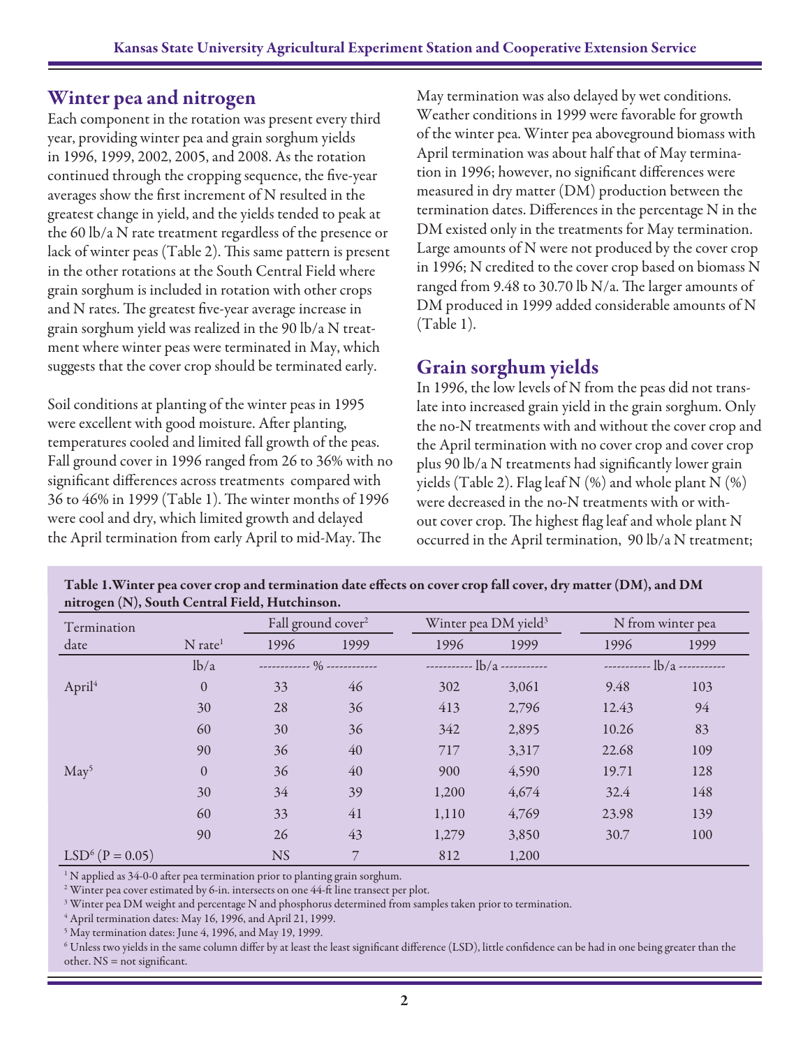## Winter pea and nitrogen

Each component in the rotation was present every third year, providing winter pea and grain sorghum yields in 1996, 1999, 2002, 2005, and 2008. As the rotation continued through the cropping sequence, the five-year averages show the first increment of N resulted in the greatest change in yield, and the yields tended to peak at the 60 lb/a N rate treatment regardless of the presence or lack of winter peas (Table 2). This same pattern is present in the other rotations at the South Central Field where grain sorghum is included in rotation with other crops and N rates. The greatest five-year average increase in grain sorghum yield was realized in the 90 lb/a N treatment where winter peas were terminated in May, which suggests that the cover crop should be terminated early.

Soil conditions at planting of the winter peas in 1995 were excellent with good moisture. After planting, temperatures cooled and limited fall growth of the peas. Fall ground cover in 1996 ranged from 26 to 36% with no significant differences across treatments compared with 36 to 46% in 1999 (Table 1). The winter months of 1996 were cool and dry, which limited growth and delayed the April termination from early April to mid-May. The May termination was also delayed by wet conditions. Weather conditions in 1999 were favorable for growth of the winter pea. Winter pea aboveground biomass with April termination was about half that of May termination in 1996; however, no significant differences were measured in dry matter (DM) production between the termination dates. Differences in the percentage N in the DM existed only in the treatments for May termination. Large amounts of N were not produced by the cover crop in 1996; N credited to the cover crop based on biomass N ranged from 9.48 to 30.70 lb N/a. The larger amounts of DM produced in 1999 added considerable amounts of N (Table 1).

## Grain sorghum yields

In 1996, the low levels of N from the peas did not translate into increased grain yield in the grain sorghum. Only the no-N treatments with and without the cover crop and the April termination with no cover crop and cover crop plus 90 lb/a N treatments had significantly lower grain yields (Table 2). Flag leaf N (%) and whole plant N (%) were decreased in the no-N treatments with or without cover crop. The highest flag leaf and whole plant N occurred in the April termination, 90 lb/a N treatment;

**Table 1. Winter pea cover crop and termination date effects on cover crop fall cover, dry matter (DM), and DM nitrogen (N), South Central Field, Hutchinson.**

| Termination date | N rate[1] | Fall ground cover[2] | | Winter pea DM yield[3] | | N from winter pea | |
|---|---|---|---|---|---|---|---|
| | | 1996 | 1999 | 1996 | 1999 | 1996 | 1999 |
| | lb/a | % | | lb/a | | lb/a | |
| April[4] | 0 | 33 | 46 | 302 | 3,061 | 9.48 | 103 |
| | 30 | 28 | 36 | 413 | 2,796 | 12.43 | 94 |
| | 60 | 30 | 36 | 342 | 2,895 | 10.26 | 83 |
| | 90 | 36 | 40 | 717 | 3,317 | 22.68 | 109 |
| May[5] | 0 | 36 | 40 | 900 | 4,590 | 19.71 | 128 |
| | 30 | 34 | 39 | 1,200 | 4,674 | 32.4 | 148 |
| | 60 | 33 | 41 | 1,110 | 4,769 | 23.98 | 139 |
| | 90 | 26 | 43 | 1,279 | 3,850 | 30.7 | 100 |
| LSD[6] (P = 0.05) | | NS | 7 | 812 | 1,200 | | |

[1] N applied as 34-0-0 after pea termination prior to planting grain sorghum.
[2] Winter pea cover estimated by 6-in. intersects on one 44-ft line transect per plot.
[3] Winter pea DM weight and percentage N and phosphorus determined from samples taken prior to termination.
[4] April termination dates: May 16, 1996, and April 21, 1999.
[5] May termination dates: June 4, 1996, and May 19, 1999.
[6] Unless two yields in the same column differ by at least the least significant difference (LSD), little confidence can be had in one being greater than the other. NS = not significant.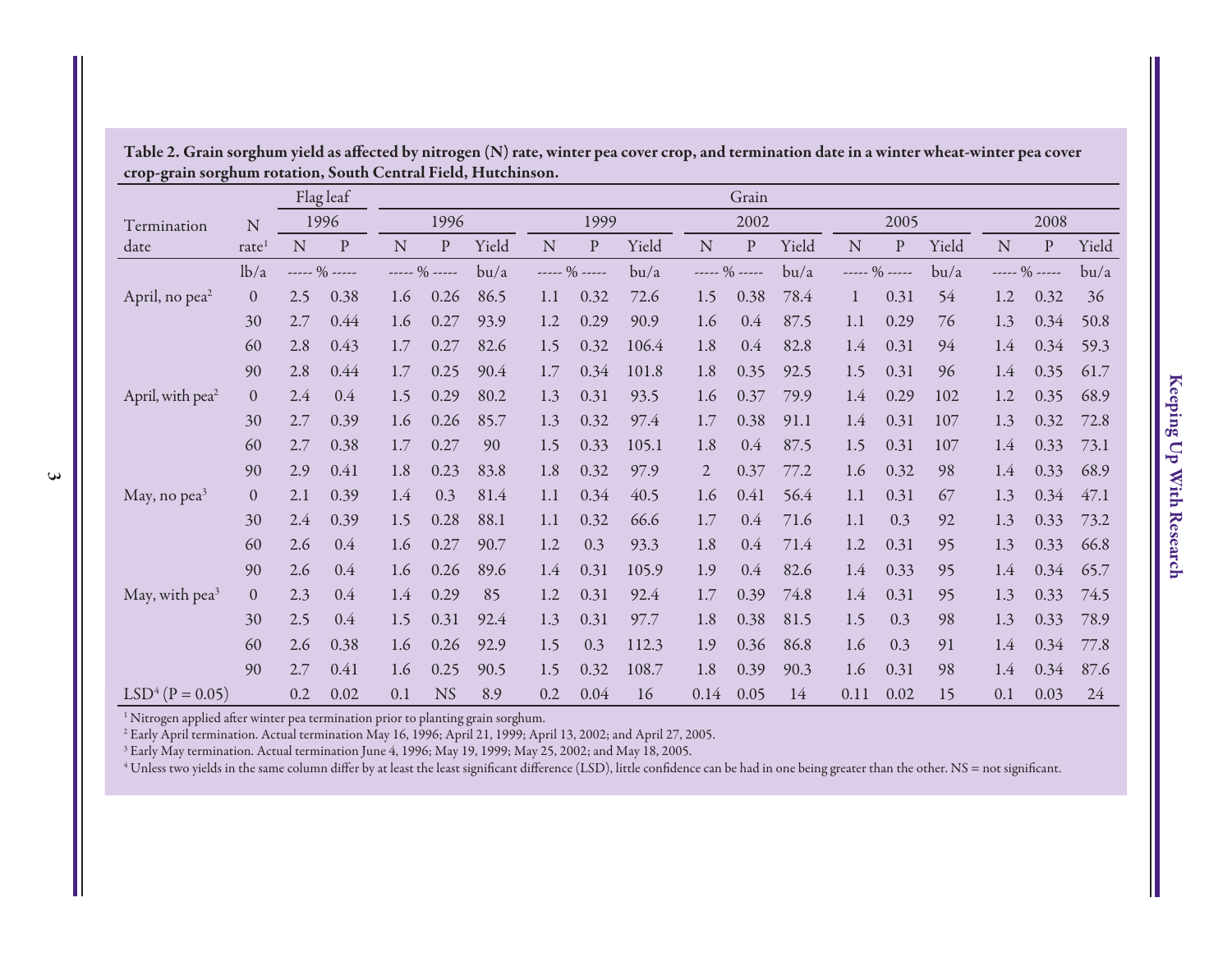**Table 2. Grain sorghum yield as affected by nitrogen (N) rate, winter pea cover crop, and termination date in a winter wheat-winter pea cover crop-grain sorghum rotation, South Central Field, Hutchinson.**

| Termination date | N rate[1] | Flag leaf 1996 N | Flag leaf 1996 P | Grain 1996 N | Grain 1996 P | Grain 1996 Yield | Grain 1999 N | Grain 1999 P | Grain 1999 Yield | Grain 2002 N | Grain 2002 P | Grain 2002 Yield | Grain 2005 N | Grain 2005 P | Grain 2005 Yield | Grain 2008 N | Grain 2008 P | Grain 2008 Yield |
|---|---|---|---|---|---|---|---|---|---|---|---|---|---|---|---|---|---|---|
| | lb/a | % | % | % | % | bu/a | % | % | bu/a | % | % | bu/a | % | % | bu/a | % | % | bu/a |
| April, no pea[2] | 0 | 2.5 | 0.38 | 1.6 | 0.26 | 86.5 | 1.1 | 0.32 | 72.6 | 1.5 | 0.38 | 78.4 | 1 | 0.31 | 54 | 1.2 | 0.32 | 36 |
| | 30 | 2.7 | 0.44 | 1.6 | 0.27 | 93.9 | 1.2 | 0.29 | 90.9 | 1.6 | 0.4 | 87.5 | 1.1 | 0.29 | 76 | 1.3 | 0.34 | 50.8 |
| | 60 | 2.8 | 0.43 | 1.7 | 0.27 | 82.6 | 1.5 | 0.32 | 106.4 | 1.8 | 0.4 | 82.8 | 1.4 | 0.31 | 94 | 1.4 | 0.34 | 59.3 |
| | 90 | 2.8 | 0.44 | 1.7 | 0.25 | 90.4 | 1.7 | 0.34 | 101.8 | 1.8 | 0.35 | 92.5 | 1.5 | 0.31 | 96 | 1.4 | 0.35 | 61.7 |
| April, with pea[2] | 0 | 2.4 | 0.4 | 1.5 | 0.29 | 80.2 | 1.3 | 0.31 | 93.5 | 1.6 | 0.37 | 79.9 | 1.4 | 0.29 | 102 | 1.2 | 0.35 | 68.9 |
| | 30 | 2.7 | 0.39 | 1.6 | 0.26 | 85.7 | 1.3 | 0.32 | 97.4 | 1.7 | 0.38 | 91.1 | 1.4 | 0.31 | 107 | 1.3 | 0.32 | 72.8 |
| | 60 | 2.7 | 0.38 | 1.7 | 0.27 | 90 | 1.5 | 0.33 | 105.1 | 1.8 | 0.4 | 87.5 | 1.5 | 0.31 | 107 | 1.4 | 0.33 | 73.1 |
| | 90 | 2.9 | 0.41 | 1.8 | 0.23 | 83.8 | 1.8 | 0.32 | 97.9 | 2 | 0.37 | 77.2 | 1.6 | 0.32 | 98 | 1.4 | 0.33 | 68.9 |
| May, no pea[3] | 0 | 2.1 | 0.39 | 1.4 | 0.3 | 81.4 | 1.1 | 0.34 | 40.5 | 1.6 | 0.41 | 56.4 | 1.1 | 0.31 | 67 | 1.3 | 0.34 | 47.1 |
| | 30 | 2.4 | 0.39 | 1.5 | 0.28 | 88.1 | 1.1 | 0.32 | 66.6 | 1.7 | 0.4 | 71.6 | 1.1 | 0.3 | 92 | 1.3 | 0.33 | 73.2 |
| | 60 | 2.6 | 0.4 | 1.6 | 0.27 | 90.7 | 1.2 | 0.3 | 93.3 | 1.8 | 0.4 | 71.4 | 1.2 | 0.31 | 95 | 1.3 | 0.33 | 66.8 |
| | 90 | 2.6 | 0.4 | 1.6 | 0.26 | 89.6 | 1.4 | 0.31 | 105.9 | 1.9 | 0.4 | 82.6 | 1.4 | 0.33 | 95 | 1.4 | 0.34 | 65.7 |
| May, with pea[3] | 0 | 2.3 | 0.4 | 1.4 | 0.29 | 85 | 1.2 | 0.31 | 92.4 | 1.7 | 0.39 | 74.8 | 1.4 | 0.31 | 95 | 1.3 | 0.33 | 74.5 |
| | 30 | 2.5 | 0.4 | 1.5 | 0.31 | 92.4 | 1.3 | 0.31 | 97.7 | 1.8 | 0.38 | 81.5 | 1.5 | 0.3 | 98 | 1.3 | 0.33 | 78.9 |
| | 60 | 2.6 | 0.38 | 1.6 | 0.26 | 92.9 | 1.5 | 0.3 | 112.3 | 1.9 | 0.36 | 86.8 | 1.6 | 0.3 | 91 | 1.4 | 0.34 | 77.8 |
| | 90 | 2.7 | 0.41 | 1.6 | 0.25 | 90.5 | 1.5 | 0.32 | 108.7 | 1.8 | 0.39 | 90.3 | 1.6 | 0.31 | 98 | 1.4 | 0.34 | 87.6 |
| LSD[4] (P = 0.05) | | 0.2 | 0.02 | 0.1 | NS | 8.9 | 0.2 | 0.04 | 16 | 0.14 | 0.05 | 14 | 0.11 | 0.02 | 15 | 0.1 | 0.03 | 24 |

[1] Nitrogen applied after winter pea termination prior to planting grain sorghum.

[2] Early April termination. Actual termination May 16, 1996; April 21, 1999; April 13, 2002; and April 27, 2005.

[3] Early May termination. Actual termination June 4, 1996; May 19, 1999; May 25, 2002; and May 18, 2005.

[4] Unless two yields in the same column differ by at least the least significant difference (LSD), little confidence can be had in one being greater than the other. NS = not significant.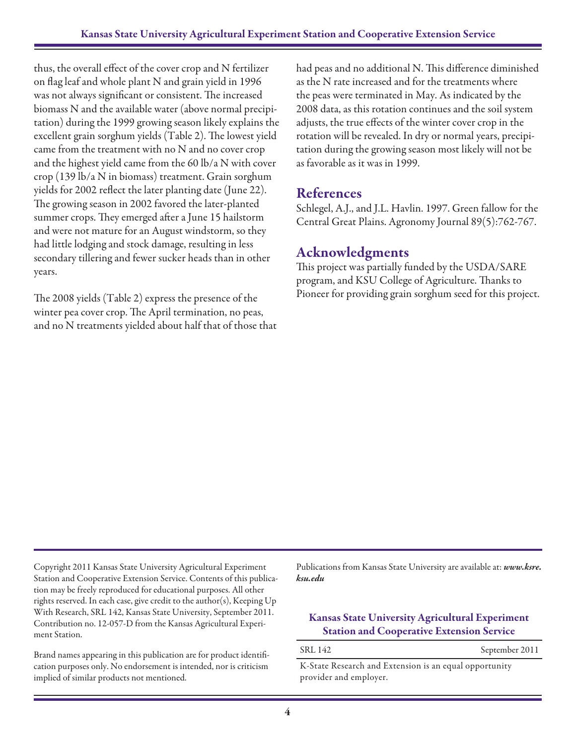thus, the overall effect of the cover crop and N fertilizer on flag leaf and whole plant N and grain yield in 1996 was not always significant or consistent. The increased biomass N and the available water (above normal precipitation) during the 1999 growing season likely explains the excellent grain sorghum yields (Table 2). The lowest yield came from the treatment with no N and no cover crop and the highest yield came from the 60 lb/a N with cover crop (139 lb/a N in biomass) treatment. Grain sorghum yields for 2002 reflect the later planting date (June 22). The growing season in 2002 favored the later-planted summer crops. They emerged after a June 15 hailstorm and were not mature for an August windstorm, so they had little lodging and stock damage, resulting in less secondary tillering and fewer sucker heads than in other years.

The 2008 yields (Table 2) express the presence of the winter pea cover crop. The April termination, no peas, and no N treatments yielded about half that of those that had peas and no additional N. This difference diminished as the N rate increased and for the treatments where the peas were terminated in May. As indicated by the 2008 data, as this rotation continues and the soil system adjusts, the true effects of the winter cover crop in the rotation will be revealed. In dry or normal years, precipitation during the growing season most likely will not be as favorable as it was in 1999.

## References

Schlegel, A.J., and J.L. Havlin. 1997. Green fallow for the Central Great Plains. Agronomy Journal 89(5):762-767.

## Acknowledgments

This project was partially funded by the USDA/SARE program, and KSU College of Agriculture. Thanks to Pioneer for providing grain sorghum seed for this project.

---

Copyright 2011 Kansas State University Agricultural Experiment Station and Cooperative Extension Service. Contents of this publication may be freely reproduced for educational purposes. All other rights reserved. In each case, give credit to the author(s), Keeping Up With Research, SRL 142, Kansas State University, September 2011. Contribution no. 12-057-D from the Kansas Agricultural Experiment Station.

Brand names appearing in this publication are for product identification purposes only. No endorsement is intended, nor is criticism implied of similar products not mentioned.

Publications from Kansas State University are available at: ***www.ksre.ksu.edu***

**Kansas State University Agricultural Experiment Station and Cooperative Extension Service**

SRL 142 September 2011

K-State Research and Extension is an equal opportunity provider and employer.